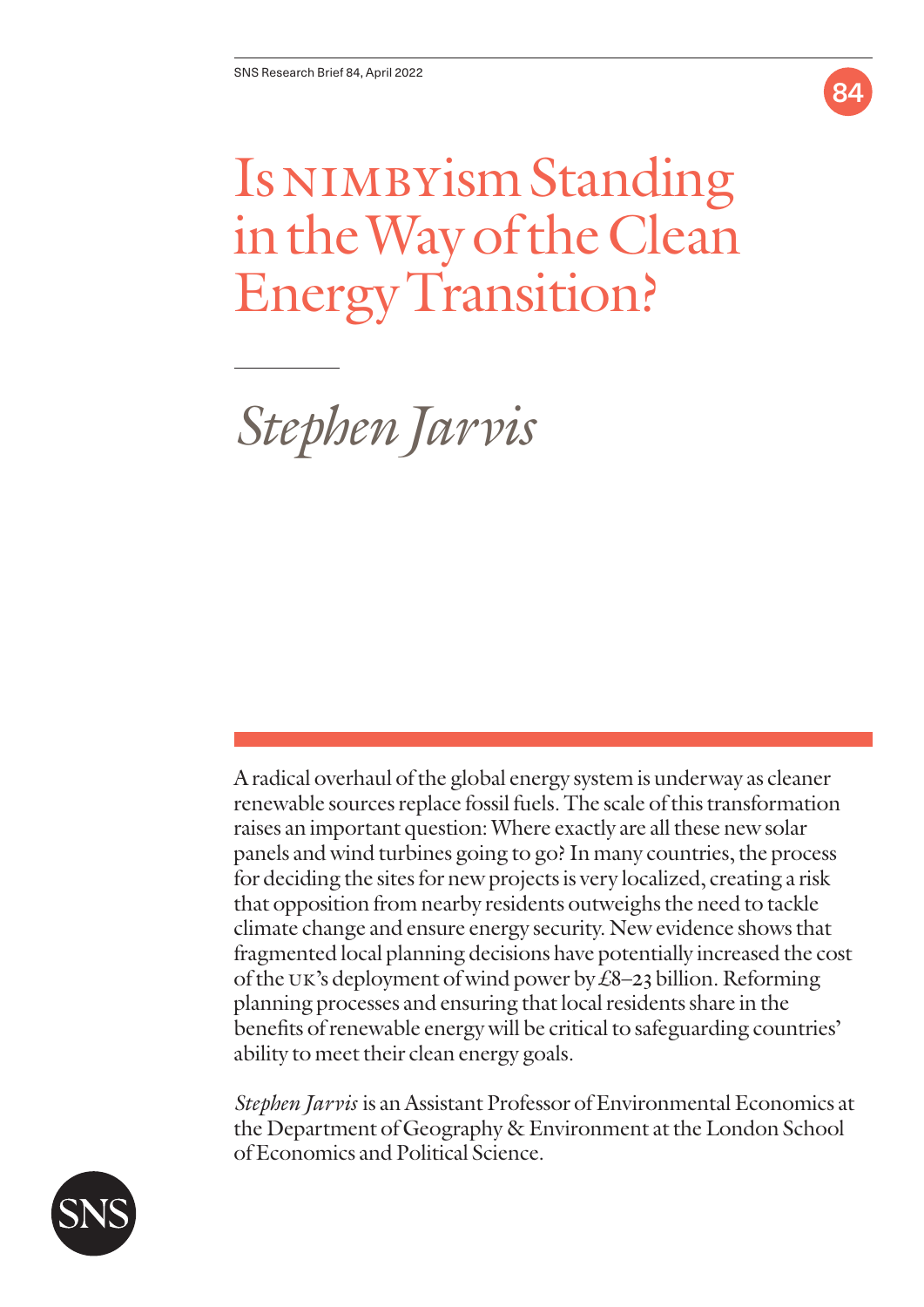SNS Research Brief 84, April 2022

# Is NIMBYism Standing in the Way of the Clean Energy Transition?

*Stephen Jarvis*

A radical overhaul of the global energy system is underway as cleaner renewable sources replace fossil fuels. The scale of this transformation raises an important question: Where exactly are all these new solar panels and wind turbines going to go? In many countries, the process for deciding the sites for new projects is very localized, creating a risk that opposition from nearby residents outweighs the need to tackle climate change and ensure energy security. New evidence shows that fragmented local planning decisions have potentially increased the cost of the UK's deployment of wind power by £8–23 billion. Reforming planning processes and ensuring that local residents share in the benefits of renewable energy will be critical to safeguarding countries' ability to meet their clean energy goals.

*Stephen Jarvis* is an Assistant Professor of Environmental Economics at the Department of Geography & Environment at the London School of Economics and Political Science.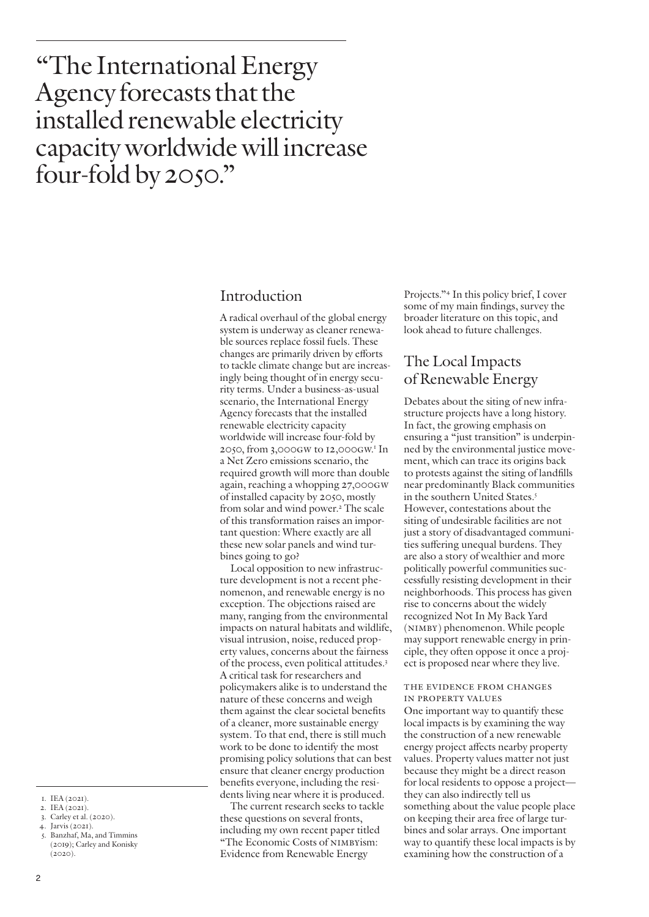"The International Energy Agency forecasts that the installed renewable electricity capacity worldwide will increase four-fold by 2050."

## Introduction

A radical overhaul of the global energy system is underway as cleaner renewable sources replace fossil fuels. These changes are primarily driven by efforts to tackle climate change but are increasingly being thought of in energy security terms. Under a business-as-usual scenario, the International Energy Agency forecasts that the installed renewable electricity capacity worldwide will increase four-fold by 2050, from 3,000GW to 12,000GW.[1] In a Net Zero emissions scenario, the required growth will more than double again, reaching a whopping 27,000GW of installed capacity by 2050, mostly from solar and wind power.[2] The scale of this transformation raises an important question: Where exactly are all these new solar panels and wind turbines going to go?

Local opposition to new infrastructure development is not a recent phenomenon, and renewable energy is no exception. The objections raised are many, ranging from the environmental impacts on natural habitats and wildlife, visual intrusion, noise, reduced property values, concerns about the fairness of the process, even political attitudes.[3] A critical task for researchers and policymakers alike is to understand the nature of these concerns and weigh them against the clear societal benefits of a cleaner, more sustainable energy system. To that end, there is still much work to be done to identify the most promising policy solutions that can best ensure that cleaner energy production benefits everyone, including the residents living near where it is produced.

The current research seeks to tackle these questions on several fronts, including my own recent paper titled "The Economic Costs of NIMBYism: Evidence from Renewable Energy Projects."[4] In this policy brief, I cover some of my main findings, survey the broader literature on this topic, and look ahead to future challenges.

## The Local Impacts of Renewable Energy

Debates about the siting of new infrastructure projects have a long history. In fact, the growing emphasis on ensuring a "just transition" is underpinned by the environmental justice movement, which can trace its origins back to protests against the siting of landfills near predominantly Black communities in the southern United States.[5] However, contestations about the siting of undesirable facilities are not just a story of disadvantaged communities suffering unequal burdens. They are also a story of wealthier and more politically powerful communities successfully resisting development in their neighborhoods. This process has given rise to concerns about the widely recognized Not In My Back Yard (NIMBY) phenomenon. While people may support renewable energy in principle, they often oppose it once a project is proposed near where they live.

### The Evidence from Changes in Property Values

One important way to quantify these local impacts is by examining the way the construction of a new renewable energy project affects nearby property values. Property values matter not just because they might be a direct reason for local residents to oppose a project—they can also indirectly tell us something about the value people place on keeping their area free of large turbines and solar arrays. One important way to quantify these local impacts is by examining how the construction of a

---

1. IEA (2021).
2. IEA (2021).
3. Carley et al. (2020).
4. Jarvis (2021).
5. Banzhaf, Ma, and Timmins (2019); Carley and Konisky (2020).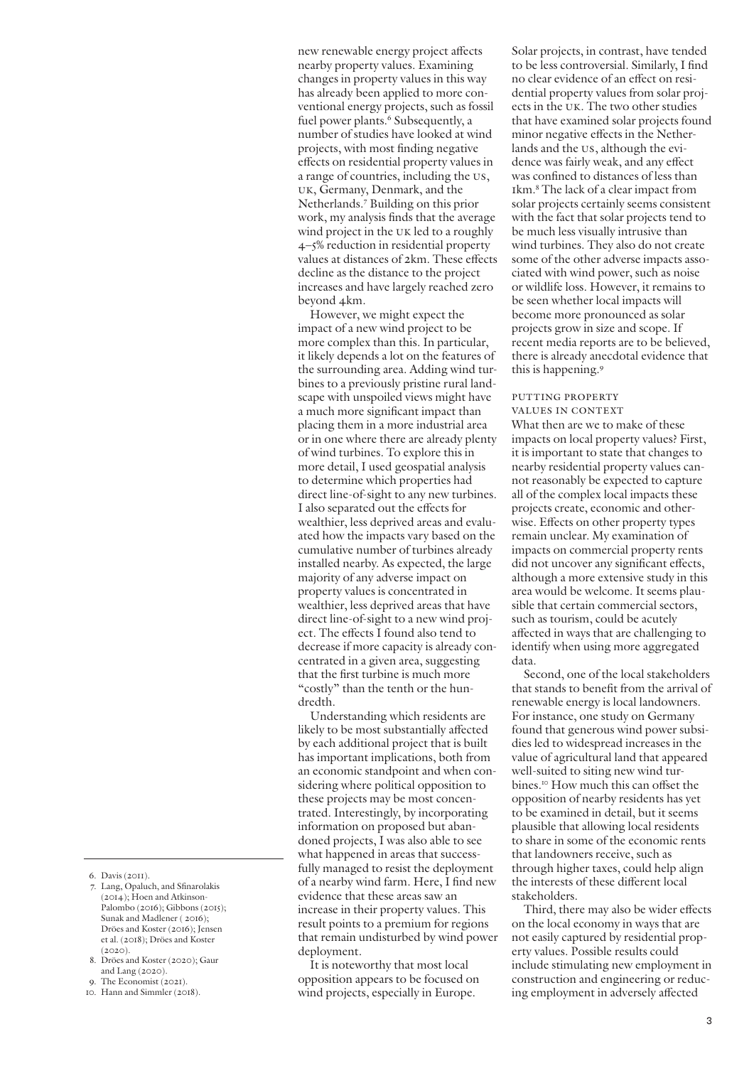new renewable energy project affects nearby property values. Examining changes in property values in this way has already been applied to more conventional energy projects, such as fossil fuel power plants.[6] Subsequently, a number of studies have looked at wind projects, with most finding negative effects on residential property values in a range of countries, including the US, UK, Germany, Denmark, and the Netherlands.[7] Building on this prior work, my analysis finds that the average wind project in the UK led to a roughly 4–5% reduction in residential property values at distances of 2km. These effects decline as the distance to the project increases and have largely reached zero beyond 4km.

However, we might expect the impact of a new wind project to be more complex than this. In particular, it likely depends a lot on the features of the surrounding area. Adding wind turbines to a previously pristine rural landscape with unspoiled views might have a much more significant impact than placing them in a more industrial area or in one where there are already plenty of wind turbines. To explore this in more detail, I used geospatial analysis to determine which properties had direct line-of-sight to any new turbines. I also separated out the effects for wealthier, less deprived areas and evaluated how the impacts vary based on the cumulative number of turbines already installed nearby. As expected, the large majority of any adverse impact on property values is concentrated in wealthier, less deprived areas that have direct line-of-sight to a new wind project. The effects I found also tend to decrease if more capacity is already concentrated in a given area, suggesting that the first turbine is much more "costly" than the tenth or the hundredth.

Understanding which residents are likely to be most substantially affected by each additional project that is built has important implications, both from an economic standpoint and when considering where political opposition to these projects may be most concentrated. Interestingly, by incorporating information on proposed but abandoned projects, I was also able to see what happened in areas that successfully managed to resist the deployment of a nearby wind farm. Here, I find new evidence that these areas saw an increase in their property values. This result points to a premium for regions that remain undisturbed by wind power deployment.

It is noteworthy that most local opposition appears to be focused on wind projects, especially in Europe. Solar projects, in contrast, have tended to be less controversial. Similarly, I find no clear evidence of an effect on residential property values from solar projects in the UK. The two other studies that have examined solar projects found minor negative effects in the Netherlands and the US, although the evidence was fairly weak, and any effect was confined to distances of less than 1km.[8] The lack of a clear impact from solar projects certainly seems consistent with the fact that solar projects tend to be much less visually intrusive than wind turbines. They also do not create some of the other adverse impacts associated with wind power, such as noise or wildlife loss. However, it remains to be seen whether local impacts will become more pronounced as solar projects grow in size and scope. If recent media reports are to be believed, there is already anecdotal evidence that this is happening.[9]

## Putting property values in context

What then are we to make of these impacts on local property values? First, it is important to state that changes to nearby residential property values cannot reasonably be expected to capture all of the complex local impacts these projects create, economic and otherwise. Effects on other property types remain unclear. My examination of impacts on commercial property rents did not uncover any significant effects, although a more extensive study in this area would be welcome. It seems plausible that certain commercial sectors, such as tourism, could be acutely affected in ways that are challenging to identify when using more aggregated data.

Second, one of the local stakeholders that stands to benefit from the arrival of renewable energy is local landowners. For instance, one study on Germany found that generous wind power subsidies led to widespread increases in the value of agricultural land that appeared well-suited to siting new wind turbines.[10] How much this can offset the opposition of nearby residents has yet to be examined in detail, but it seems plausible that allowing local residents to share in some of the economic rents that landowners receive, such as through higher taxes, could help align the interests of these different local stakeholders.

Third, there may also be wider effects on the local economy in ways that are not easily captured by residential property values. Possible results could include stimulating new employment in construction and engineering or reducing employment in adversely affected

---

6. Davis (2011).
7. Lang, Opaluch, and Sfinarolakis (2014); Hoen and Atkinson-Palombo (2016); Gibbons (2015); Sunak and Madlener ( 2016); Dröes and Koster (2016); Jensen et al. (2018); Dröes and Koster (2020).
8. Dröes and Koster (2020); Gaur and Lang (2020).
9. The Economist (2021).
10. Hann and Simmler (2018).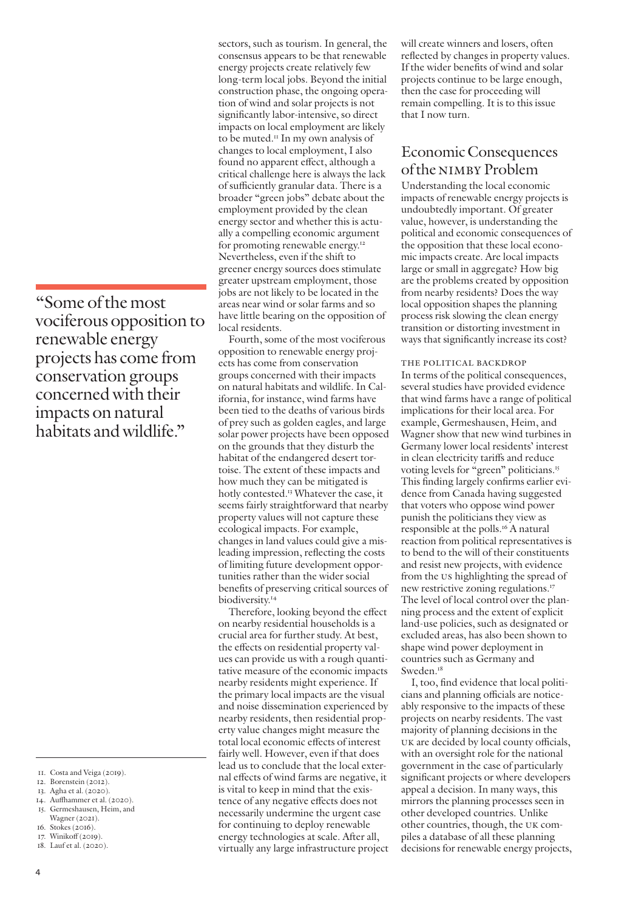sectors, such as tourism. In general, the consensus appears to be that renewable energy projects create relatively few long-term local jobs. Beyond the initial construction phase, the ongoing operation of wind and solar projects is not significantly labor-intensive, so direct impacts on local employment are likely to be muted.[11] In my own analysis of changes to local employment, I also found no apparent effect, although a critical challenge here is always the lack of sufficiently granular data. There is a broader "green jobs" debate about the employment provided by the clean energy sector and whether this is actually a compelling economic argument for promoting renewable energy.[12] Nevertheless, even if the shift to greener energy sources does stimulate greater upstream employment, those jobs are not likely to be located in the areas near wind or solar farms and so have little bearing on the opposition of local residents.

Fourth, some of the most vociferous opposition to renewable energy projects has come from conservation groups concerned with their impacts on natural habitats and wildlife. In California, for instance, wind farms have been tied to the deaths of various birds of prey such as golden eagles, and large solar power projects have been opposed on the grounds that they disturb the habitat of the endangered desert tortoise. The extent of these impacts and how much they can be mitigated is hotly contested.[13] Whatever the case, it seems fairly straightforward that nearby property values will not capture these ecological impacts. For example, changes in land values could give a misleading impression, reflecting the costs of limiting future development opportunities rather than the wider social benefits of preserving critical sources of biodiversity.[14]

> "Some of the most vociferous opposition to renewable energy projects has come from conservation groups concerned with their impacts on natural habitats and wildlife."

Therefore, looking beyond the effect on nearby residential households is a crucial area for further study. At best, the effects on residential property values can provide us with a rough quantitative measure of the economic impacts nearby residents might experience. If the primary local impacts are the visual and noise dissemination experienced by nearby residents, then residential property value changes might measure the total local economic effects of interest fairly well. However, even if that does lead us to conclude that the local external effects of wind farms are negative, it is vital to keep in mind that the existence of any negative effects does not necessarily undermine the urgent case for continuing to deploy renewable energy technologies at scale. After all, virtually any large infrastructure project will create winners and losers, often reflected by changes in property values. If the wider benefits of wind and solar projects continue to be large enough, then the case for proceeding will remain compelling. It is to this issue that I now turn.

## Economic Consequences of the NIMBY Problem

Understanding the local economic impacts of renewable energy projects is undoubtedly important. Of greater value, however, is understanding the political and economic consequences of the opposition that these local economic impacts create. Are local impacts large or small in aggregate? How big are the problems created by opposition from nearby residents? Does the way local opposition shapes the planning process risk slowing the clean energy transition or distorting investment in ways that significantly increase its cost?

### The Political Backdrop

In terms of the political consequences, several studies have provided evidence that wind farms have a range of political implications for their local area. For example, Germeshausen, Heim, and Wagner show that new wind turbines in Germany lower local residents' interest in clean electricity tariffs and reduce voting levels for "green" politicians.[15] This finding largely confirms earlier evidence from Canada having suggested that voters who oppose wind power punish the politicians they view as responsible at the polls.[16] A natural reaction from political representatives is to bend to the will of their constituents and resist new projects, with evidence from the US highlighting the spread of new restrictive zoning regulations.[17] The level of local control over the planning process and the extent of explicit land-use policies, such as designated or excluded areas, has also been shown to shape wind power deployment in countries such as Germany and Sweden.[18]

I, too, find evidence that local politicians and planning officials are noticeably responsive to the impacts of these projects on nearby residents. The vast majority of planning decisions in the UK are decided by local county officials, with an oversight role for the national government in the case of particularly significant projects or where developers appeal a decision. In many ways, this mirrors the planning processes seen in other developed countries. Unlike other countries, though, the UK compiles a database of all these planning decisions for renewable energy projects,

---

11. Costa and Veiga (2019).
12. Borenstein (2012).
13. Agha et al. (2020).
14. Auffhammer et al. (2020).
15. Germeshausen, Heim, and Wagner (2021).
16. Stokes (2016).
17. Winikoff (2019).
18. Lauf et al. (2020).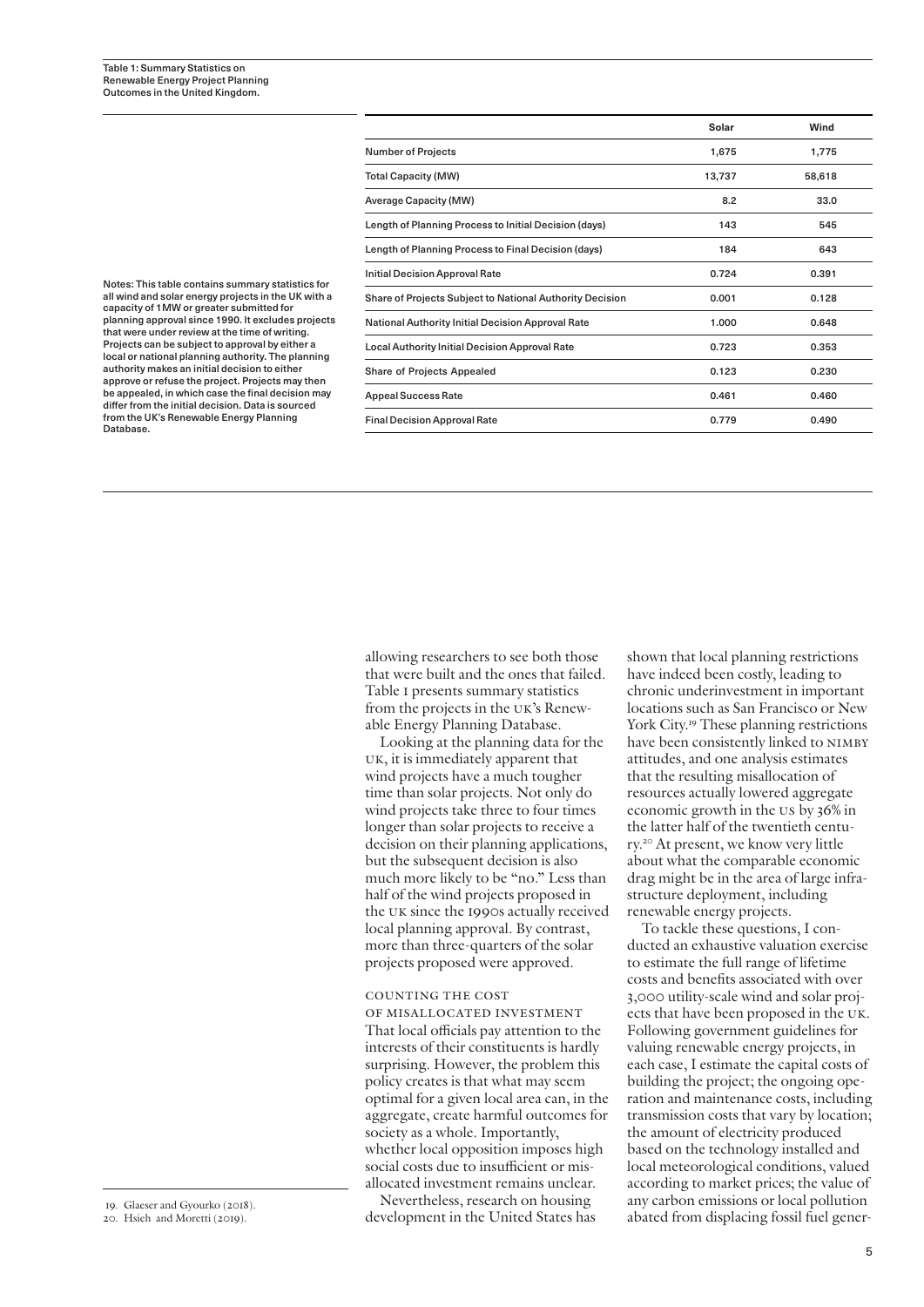Table 1: Summary Statistics on Renewable Energy Project Planning Outcomes in the United Kingdom.

| | Solar | Wind |
|---|---|---|
| Number of Projects | 1,675 | 1,775 |
| Total Capacity (MW) | 13,737 | 58,618 |
| Average Capacity (MW) | 8.2 | 33.0 |
| Length of Planning Process to Initial Decision (days) | 143 | 545 |
| Length of Planning Process to Final Decision (days) | 184 | 643 |
| Initial Decision Approval Rate | 0.724 | 0.391 |
| Share of Projects Subject to National Authority Decision | 0.001 | 0.128 |
| National Authority Initial Decision Approval Rate | 1.000 | 0.648 |
| Local Authority Initial Decision Approval Rate | 0.723 | 0.353 |
| Share of Projects Appealed | 0.123 | 0.230 |
| Appeal Success Rate | 0.461 | 0.460 |
| Final Decision Approval Rate | 0.779 | 0.490 |

Notes: This table contains summary statistics for all wind and solar energy projects in the UK with a capacity of 1MW or greater submitted for planning approval since 1990. It excludes projects that were under review at the time of writing. Projects can be subject to approval by either a local or national planning authority. The planning authority makes an initial decision to either approve or refuse the project. Projects may then be appealed, in which case the final decision may differ from the initial decision. Data is sourced from the UK's Renewable Energy Planning Database.

allowing researchers to see both those that were built and the ones that failed. Table 1 presents summary statistics from the projects in the UK's Renewable Energy Planning Database.

Looking at the planning data for the UK, it is immediately apparent that wind projects have a much tougher time than solar projects. Not only do wind projects take three to four times longer than solar projects to receive a decision on their planning applications, but the subsequent decision is also much more likely to be "no." Less than half of the wind projects proposed in the UK since the 1990s actually received local planning approval. By contrast, more than three-quarters of the solar projects proposed were approved.

## Counting the Cost of Misallocated Investment

That local officials pay attention to the interests of their constituents is hardly surprising. However, the problem this policy creates is that what may seem optimal for a given local area can, in the aggregate, create harmful outcomes for society as a whole. Importantly, whether local opposition imposes high social costs due to insufficient or misallocated investment remains unclear.

Nevertheless, research on housing development in the United States has shown that local planning restrictions have indeed been costly, leading to chronic underinvestment in important locations such as San Francisco or New York City.[19] These planning restrictions have been consistently linked to NIMBY attitudes, and one analysis estimates that the resulting misallocation of resources actually lowered aggregate economic growth in the US by 36% in the latter half of the twentieth century.[20] At present, we know very little about what the comparable economic drag might be in the area of large infrastructure deployment, including renewable energy projects.

To tackle these questions, I conducted an exhaustive valuation exercise to estimate the full range of lifetime costs and benefits associated with over 3,000 utility-scale wind and solar projects that have been proposed in the UK. Following government guidelines for valuing renewable energy projects, in each case, I estimate the capital costs of building the project; the ongoing operation and maintenance costs, including transmission costs that vary by location; the amount of electricity produced based on the technology installed and local meteorological conditions, valued according to market prices; the value of any carbon emissions or local pollution abated from displacing fossil fuel gener-

19. Glaeser and Gyourko (2018).
20. Hsieh and Moretti (2019).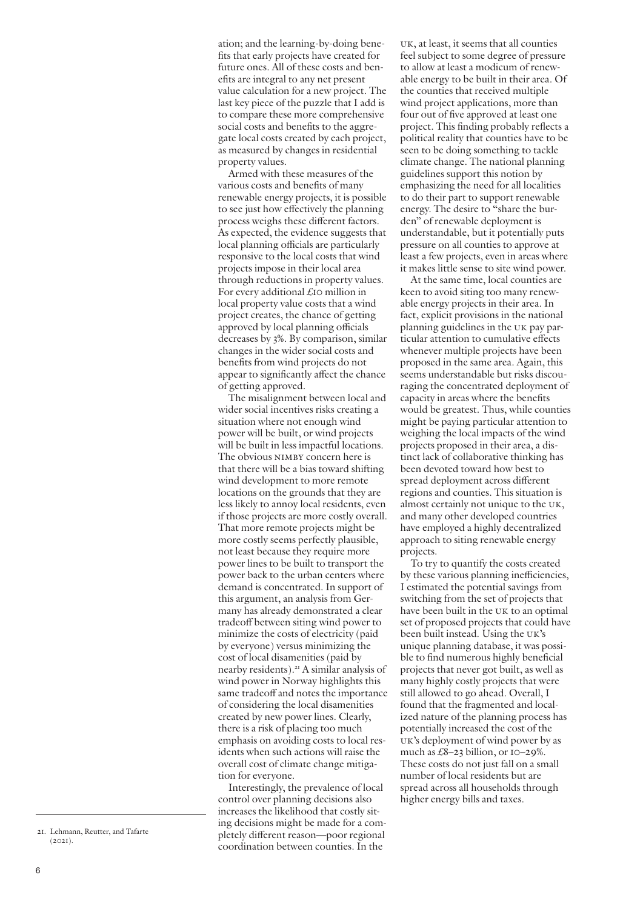ation; and the learning-by-doing benefits that early projects have created for future ones. All of these costs and benefits are integral to any net present value calculation for a new project. The last key piece of the puzzle that I add is to compare these more comprehensive social costs and benefits to the aggregate local costs created by each project, as measured by changes in residential property values.

Armed with these measures of the various costs and benefits of many renewable energy projects, it is possible to see just how effectively the planning process weighs these different factors. As expected, the evidence suggests that local planning officials are particularly responsive to the local costs that wind projects impose in their local area through reductions in property values. For every additional £10 million in local property value costs that a wind project creates, the chance of getting approved by local planning officials decreases by 3%. By comparison, similar changes in the wider social costs and benefits from wind projects do not appear to significantly affect the chance of getting approved.

The misalignment between local and wider social incentives risks creating a situation where not enough wind power will be built, or wind projects will be built in less impactful locations. The obvious NIMBY concern here is that there will be a bias toward shifting wind development to more remote locations on the grounds that they are less likely to annoy local residents, even if those projects are more costly overall. That more remote projects might be more costly seems perfectly plausible, not least because they require more power lines to be built to transport the power back to the urban centers where demand is concentrated. In support of this argument, an analysis from Germany has already demonstrated a clear tradeoff between siting wind power to minimize the costs of electricity (paid by everyone) versus minimizing the cost of local disamenities (paid by nearby residents).[21] A similar analysis of wind power in Norway highlights this same tradeoff and notes the importance of considering the local disamenities created by new power lines. Clearly, there is a risk of placing too much emphasis on avoiding costs to local residents when such actions will raise the overall cost of climate change mitigation for everyone.

Interestingly, the prevalence of local control over planning decisions also increases the likelihood that costly siting decisions might be made for a completely different reason—poor regional coordination between counties. In the UK, at least, it seems that all counties feel subject to some degree of pressure to allow at least a modicum of renewable energy to be built in their area. Of the counties that received multiple wind project applications, more than four out of five approved at least one project. This finding probably reflects a political reality that counties have to be seen to be doing something to tackle climate change. The national planning guidelines support this notion by emphasizing the need for all localities to do their part to support renewable energy. The desire to "share the burden" of renewable deployment is understandable, but it potentially puts pressure on all counties to approve at least a few projects, even in areas where it makes little sense to site wind power.

At the same time, local counties are keen to avoid siting too many renewable energy projects in their area. In fact, explicit provisions in the national planning guidelines in the UK pay particular attention to cumulative effects whenever multiple projects have been proposed in the same area. Again, this seems understandable but risks discouraging the concentrated deployment of capacity in areas where the benefits would be greatest. Thus, while counties might be paying particular attention to weighing the local impacts of the wind projects proposed in their area, a distinct lack of collaborative thinking has been devoted toward how best to spread deployment across different regions and counties. This situation is almost certainly not unique to the UK, and many other developed countries have employed a highly decentralized approach to siting renewable energy projects.

To try to quantify the costs created by these various planning inefficiencies, I estimated the potential savings from switching from the set of projects that have been built in the UK to an optimal set of proposed projects that could have been built instead. Using the UK's unique planning database, it was possible to find numerous highly beneficial projects that never got built, as well as many highly costly projects that were still allowed to go ahead. Overall, I found that the fragmented and localized nature of the planning process has potentially increased the cost of the UK's deployment of wind power by as much as £8–23 billion, or 10–29%. These costs do not just fall on a small number of local residents but are spread across all households through higher energy bills and taxes.

21. Lehmann, Reutter, and Tafarte (2021).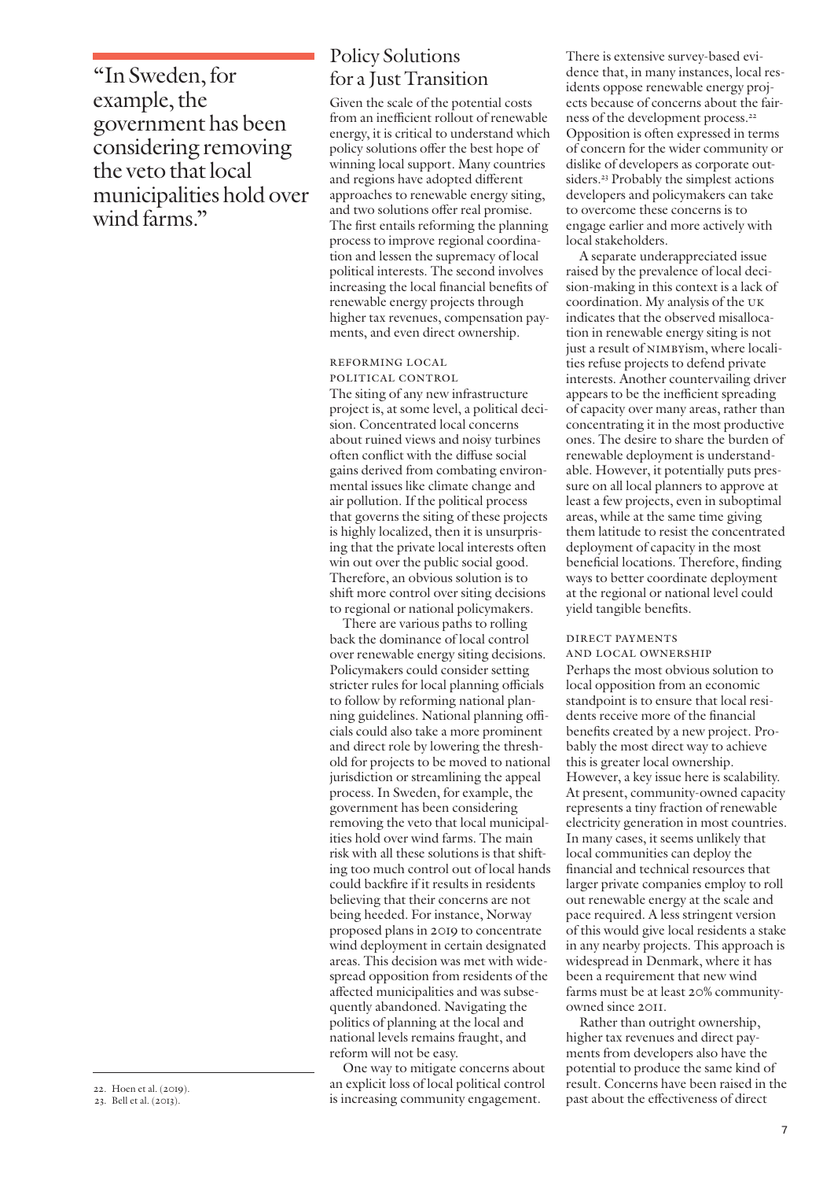> "In Sweden, for example, the government has been considering removing the veto that local municipalities hold over wind farms."

## Policy Solutions for a Just Transition

Given the scale of the potential costs from an inefficient rollout of renewable energy, it is critical to understand which policy solutions offer the best hope of winning local support. Many countries and regions have adopted different approaches to renewable energy siting, and two solutions offer real promise. The first entails reforming the planning process to improve regional coordination and lessen the supremacy of local political interests. The second involves increasing the local financial benefits of renewable energy projects through higher tax revenues, compensation payments, and even direct ownership.

### Reforming Local Political Control

The siting of any new infrastructure project is, at some level, a political decision. Concentrated local concerns about ruined views and noisy turbines often conflict with the diffuse social gains derived from combating environmental issues like climate change and air pollution. If the political process that governs the siting of these projects is highly localized, then it is unsurprising that the private local interests often win out over the public social good. Therefore, an obvious solution is to shift more control over siting decisions to regional or national policymakers.

There are various paths to rolling back the dominance of local control over renewable energy siting decisions. Policymakers could consider setting stricter rules for local planning officials to follow by reforming national planning guidelines. National planning officials could also take a more prominent and direct role by lowering the threshold for projects to be moved to national jurisdiction or streamlining the appeal process. In Sweden, for example, the government has been considering removing the veto that local municipalities hold over wind farms. The main risk with all these solutions is that shifting too much control out of local hands could backfire if it results in residents believing that their concerns are not being heeded. For instance, Norway proposed plans in 2019 to concentrate wind deployment in certain designated areas. This decision was met with widespread opposition from residents of the affected municipalities and was subsequently abandoned. Navigating the politics of planning at the local and national levels remains fraught, and reform will not be easy.

One way to mitigate concerns about an explicit loss of local political control is increasing community engagement. There is extensive survey-based evidence that, in many instances, local residents oppose renewable energy projects because of concerns about the fairness of the development process.[22] Opposition is often expressed in terms of concern for the wider community or dislike of developers as corporate outsiders.[23] Probably the simplest actions developers and policymakers can take to overcome these concerns is to engage earlier and more actively with local stakeholders.

A separate underappreciated issue raised by the prevalence of local decision-making in this context is a lack of coordination. My analysis of the UK indicates that the observed misallocation in renewable energy siting is not just a result of NIMBYism, where localities refuse projects to defend private interests. Another countervailing driver appears to be the inefficient spreading of capacity over many areas, rather than concentrating it in the most productive ones. The desire to share the burden of renewable deployment is understandable. However, it potentially puts pressure on all local planners to approve at least a few projects, even in suboptimal areas, while at the same time giving them latitude to resist the concentrated deployment of capacity in the most beneficial locations. Therefore, finding ways to better coordinate deployment at the regional or national level could yield tangible benefits.

### Direct Payments and Local Ownership

Perhaps the most obvious solution to local opposition from an economic standpoint is to ensure that local residents receive more of the financial benefits created by a new project. Probably the most direct way to achieve this is greater local ownership. However, a key issue here is scalability. At present, community-owned capacity represents a tiny fraction of renewable electricity generation in most countries. In many cases, it seems unlikely that local communities can deploy the financial and technical resources that larger private companies employ to roll out renewable energy at the scale and pace required. A less stringent version of this would give local residents a stake in any nearby projects. This approach is widespread in Denmark, where it has been a requirement that new wind farms must be at least 20% community-owned since 2011.

Rather than outright ownership, higher tax revenues and direct payments from developers also have the potential to produce the same kind of result. Concerns have been raised in the past about the effectiveness of direct

---

22. Hoen et al. (2019).
23. Bell et al. (2013).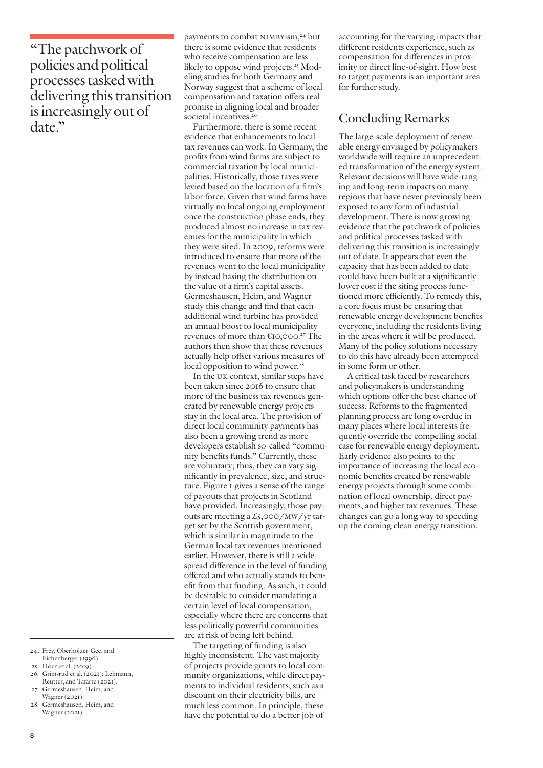> "The patchwork of policies and political processes tasked with delivering this transition is increasingly out of date."

payments to combat NIMBYism,[24] but there is some evidence that residents who receive compensation are less likely to oppose wind projects.[25] Modeling studies for both Germany and Norway suggest that a scheme of local compensation and taxation offers real promise in aligning local and broader societal incentives.[26]

Furthermore, there is some recent evidence that enhancements to local tax revenues can work. In Germany, the profits from wind farms are subject to commercial taxation by local municipalities. Historically, those taxes were levied based on the location of a firm's labor force. Given that wind farms have virtually no local ongoing employment once the construction phase ends, they produced almost no increase in tax revenues for the municipality in which they were sited. In 2009, reforms were introduced to ensure that more of the revenues went to the local municipality by instead basing the distribution on the value of a firm's capital assets. Germeshausen, Heim, and Wagner study this change and find that each additional wind turbine has provided an annual boost to local municipality revenues of more than €10,000.[27] The authors then show that these revenues actually help offset various measures of local opposition to wind power.[28]

In the UK context, similar steps have been taken since 2016 to ensure that more of the business tax revenues generated by renewable energy projects stay in the local area. The provision of direct local community payments has also been a growing trend as more developers establish so-called "community benefits funds." Currently, these are voluntary; thus, they can vary significantly in prevalence, size, and structure. Figure 1 gives a sense of the range of payouts that projects in Scotland have provided. Increasingly, those payouts are meeting a £5,000/MW/yr target set by the Scottish government, which is similar in magnitude to the German local tax revenues mentioned earlier. However, there is still a widespread difference in the level of funding offered and who actually stands to benefit from that funding. As such, it could be desirable to consider mandating a certain level of local compensation, especially where there are concerns that less politically powerful communities are at risk of being left behind.

The targeting of funding is also highly inconsistent. The vast majority of projects provide grants to local community organizations, while direct payments to individual residents, such as a discount on their electricity bills, are much less common. In principle, these have the potential to do a better job of accounting for the varying impacts that different residents experience, such as compensation for differences in proximity or direct line-of-sight. How best to target payments is an important area for further study.

## Concluding Remarks

The large-scale deployment of renewable energy envisaged by policymakers worldwide will require an unprecedented transformation of the energy system. Relevant decisions will have wide-ranging and long-term impacts on many regions that have never previously been exposed to any form of industrial development. There is now growing evidence that the patchwork of policies and political processes tasked with delivering this transition is increasingly out of date. It appears that even the capacity that has been added to date could have been built at a significantly lower cost if the siting process functioned more efficiently. To remedy this, a core focus must be ensuring that renewable energy development benefits everyone, including the residents living in the areas where it will be produced. Many of the policy solutions necessary to do this have already been attempted in some form or other.

A critical task faced by researchers and policymakers is understanding which options offer the best chance of success. Reforms to the fragmented planning process are long overdue in many places where local interests frequently override the compelling social case for renewable energy deployment. Early evidence also points to the importance of increasing the local economic benefits created by renewable energy projects through some combination of local ownership, direct payments, and higher tax revenues. These changes can go a long way to speeding up the coming clean energy transition.

---

24. Frey, Oberholzer-Gee, and Eichenberger (1996).
25. Hoen et al. (2019).
26. Grimsrud et al. (2021); Lehmann, Reutter, and Tafarte (2021).
27. Germeshausen, Heim, and Wagner (2021).
28. Germeshausen, Heim, and Wagner (2021).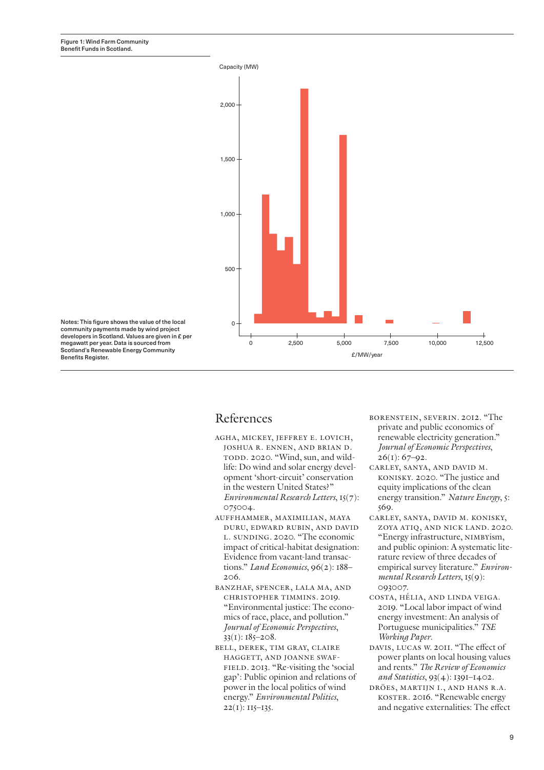Figure 1: Wind Farm Community Benefit Funds in Scotland.

Notes: This figure shows the value of the local community payments made by wind project developers in Scotland. Values are given in £ per megawatt per year. Data is sourced from Scotland's Renewable Energy Community Benefits Register.

## References

Agha, Mickey, Jeffrey E. Lovich, Joshua R. Ennen, and Brian D. Todd. 2020. "Wind, sun, and wildlife: Do wind and solar energy development 'short-circuit' conservation in the western United States?" *Environmental Research Letters*, 15(7): 075004.

Auffhammer, Maximilian, Maya Duru, Edward Rubin, and David L. Sunding. 2020. "The economic impact of critical-habitat designation: Evidence from vacant-land transactions." *Land Economics*, 96(2): 188–206.

Banzhaf, Spencer, Lala Ma, and Christopher Timmins. 2019. "Environmental justice: The economics of race, place, and pollution." *Journal of Economic Perspectives*, 33(1): 185–208.

Bell, Derek, Tim Gray, Claire Haggett, and Joanne Swaffield. 2013. "Re-visiting the 'social gap': Public opinion and relations of power in the local politics of wind energy." *Environmental Politics*, 22(1): 115–135.

Borenstein, Severin. 2012. "The private and public economics of renewable electricity generation." *Journal of Economic Perspectives*, 26(1): 67–92.

Carley, Sanya, and David M. Konisky. 2020. "The justice and equity implications of the clean energy transition." *Nature Energy*, 5: 569.

Carley, Sanya, David M. Konisky, Zoya Atiq, and Nick Land. 2020. "Energy infrastructure, NIMBYism, and public opinion: A systematic literature review of three decades of empirical survey literature." *Environmental Research Letters*, 15(9): 093007.

Costa, Hélia, and Linda Veiga. 2019. "Local labor impact of wind energy investment: An analysis of Portuguese municipalities." *TSE Working Paper*.

Davis, Lucas W. 2011. "The effect of power plants on local housing values and rents." *The Review of Economics and Statistics*, 93(4): 1391–1402.

Dröes, Martijn I., and Hans R.A. Koster. 2016. "Renewable energy and negative externalities: The effect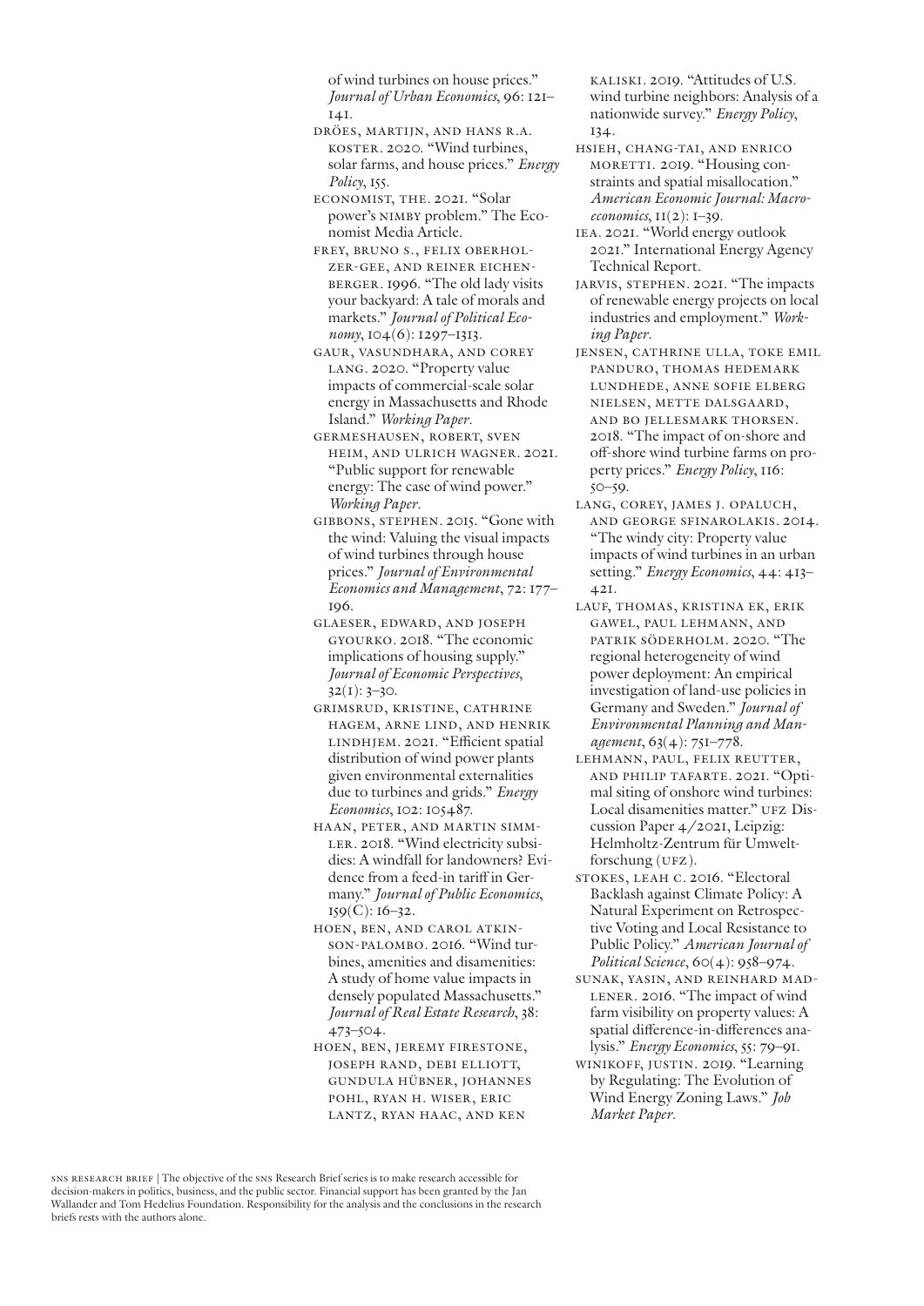of wind turbines on house prices." *Journal of Urban Economics*, 96: 121–141.

DRÖES, MARTIJN, AND HANS R.A. KOSTER. 2020. "Wind turbines, solar farms, and house prices." *Energy Policy*, 155.

ECONOMIST, THE. 2021. "Solar power's NIMBY problem." The Economist Media Article.

FREY, BRUNO S., FELIX OBERHOLZER-GEE, AND REINER EICHENBERGER. 1996. "The old lady visits your backyard: A tale of morals and markets." *Journal of Political Economy*, 104(6): 1297–1313.

GAUR, VASUNDHARA, AND COREY LANG. 2020. "Property value impacts of commercial-scale solar energy in Massachusetts and Rhode Island." *Working Paper*.

GERMESHAUSEN, ROBERT, SVEN HEIM, AND ULRICH WAGNER. 2021. "Public support for renewable energy: The case of wind power." *Working Paper*.

GIBBONS, STEPHEN. 2015. "Gone with the wind: Valuing the visual impacts of wind turbines through house prices." *Journal of Environmental Economics and Management*, 72: 177–196.

GLAESER, EDWARD, AND JOSEPH GYOURKO. 2018. "The economic implications of housing supply." *Journal of Economic Perspectives*, 32(1): 3–30.

GRIMSRUD, KRISTINE, CATHRINE HAGEM, ARNE LIND, AND HENRIK LINDHJEM. 2021. "Efficient spatial distribution of wind power plants given environmental externalities due to turbines and grids." *Energy Economics*, 102: 105487.

HAAN, PETER, AND MARTIN SIMMLER. 2018. "Wind electricity subsidies: A windfall for landowners? Evidence from a feed-in tariff in Germany." *Journal of Public Economics*, 159(C): 16–32.

HOEN, BEN, AND CAROL ATKINSON-PALOMBO. 2016. "Wind turbines, amenities and disamenities: A study of home value impacts in densely populated Massachusetts." *Journal of Real Estate Research*, 38: 473–504.

HOEN, BEN, JEREMY FIRESTONE, JOSEPH RAND, DEBI ELLIOTT, GUNDULA HÜBNER, JOHANNES POHL, RYAN H. WISER, ERIC LANTZ, RYAN HAAC, AND KEN KALISKI. 2019. "Attitudes of U.S. wind turbine neighbors: Analysis of a nationwide survey." *Energy Policy*, 134.

HSIEH, CHANG-TAI, AND ENRICO MORETTI. 2019. "Housing constraints and spatial misallocation." *American Economic Journal: Macroeconomics*, 11(2): 1–39.

IEA. 2021. "World energy outlook 2021." International Energy Agency Technical Report.

JARVIS, STEPHEN. 2021. "The impacts of renewable energy projects on local industries and employment." *Working Paper*.

JENSEN, CATHRINE ULLA, TOKE EMIL PANDURO, THOMAS HEDEMARK LUNDHEDE, ANNE SOFIE ELBERG NIELSEN, METTE DALSGAARD, AND BO JELLESMARK THORSEN. 2018. "The impact of on-shore and off-shore wind turbine farms on property prices." *Energy Policy*, 116: 50–59.

LANG, COREY, JAMES J. OPALUCH, AND GEORGE SFINAROLAKIS. 2014. "The windy city: Property value impacts of wind turbines in an urban setting." *Energy Economics*, 44: 413–421.

LAUF, THOMAS, KRISTINA EK, ERIK GAWEL, PAUL LEHMANN, AND PATRIK SÖDERHOLM. 2020. "The regional heterogeneity of wind power deployment: An empirical investigation of land-use policies in Germany and Sweden." *Journal of Environmental Planning and Management*, 63(4): 751–778.

LEHMANN, PAUL, FELIX REUTTER, AND PHILIP TAFARTE. 2021. "Optimal siting of onshore wind turbines: Local disamenities matter." UFZ Discussion Paper 4/2021, Leipzig: Helmholtz-Zentrum für Umweltforschung (UFZ).

STOKES, LEAH C. 2016. "Electoral Backlash against Climate Policy: A Natural Experiment on Retrospective Voting and Local Resistance to Public Policy." *American Journal of Political Science*, 60(4): 958–974.

SUNAK, YASIN, AND REINHARD MADLENER. 2016. "The impact of wind farm visibility on property values: A spatial difference-in-differences analysis." *Energy Economics*, 55: 79–91.

WINIKOFF, JUSTIN. 2019. "Learning by Regulating: The Evolution of Wind Energy Zoning Laws." *Job Market Paper*.

SNS RESEARCH BRIEF | The objective of the SNS Research Brief series is to make research accessible for decision-makers in politics, business, and the public sector. Financial support has been granted by the Jan Wallander and Tom Hedelius Foundation. Responsibility for the analysis and the conclusions in the research briefs rests with the authors alone.